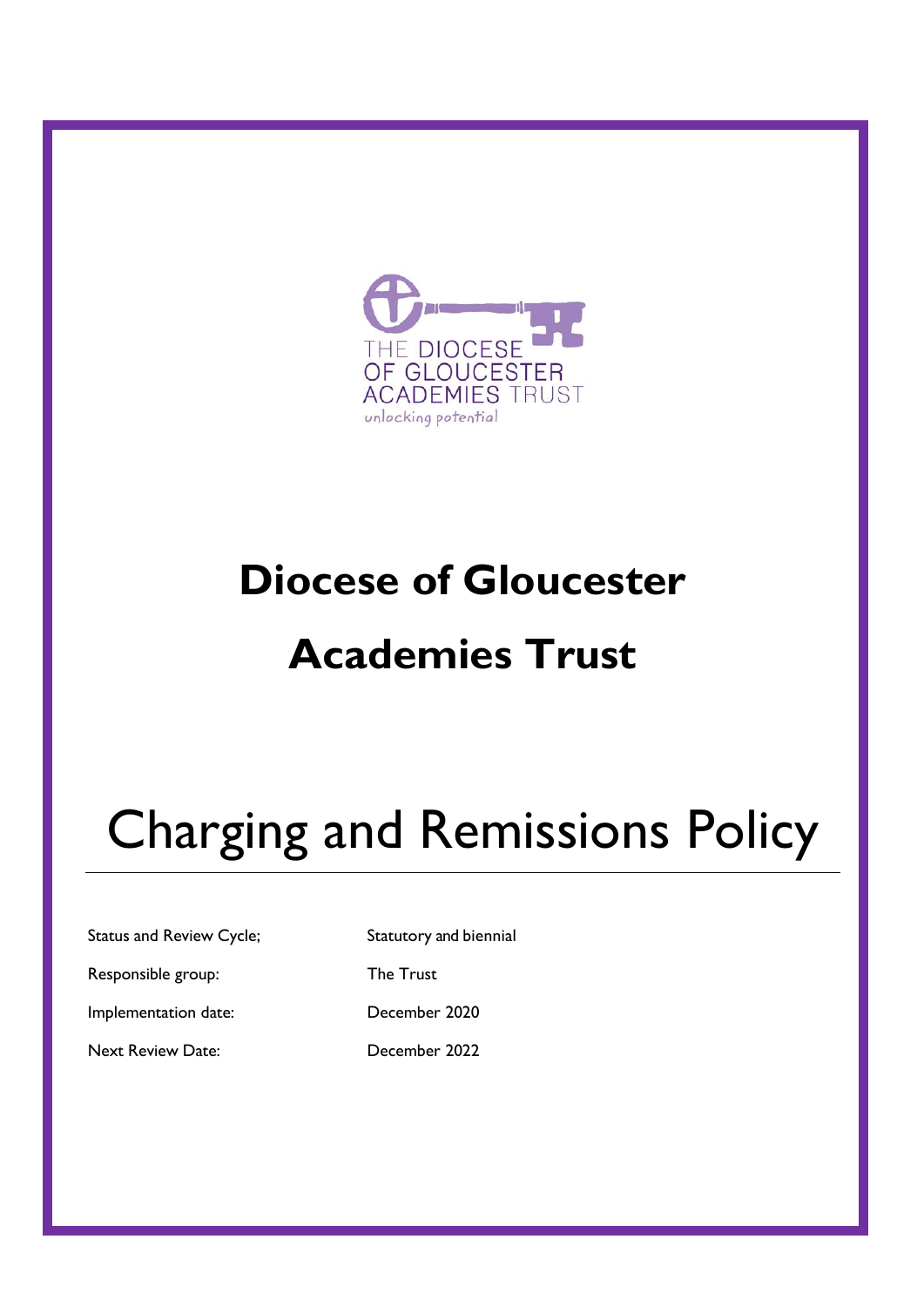THE DIOCESE OF GLOUCESTER ACADEMIES TRUST

*unlocking potential*

# Diocese of Gloucester Academies Trust

# Charging and Remissions Policy

| | |
|---|---|
| Status and Review Cycle; | Statutory and biennial |
| Responsible group: | The Trust |
| Implementation date: | December 2020 |
| Next Review Date: | December 2022 |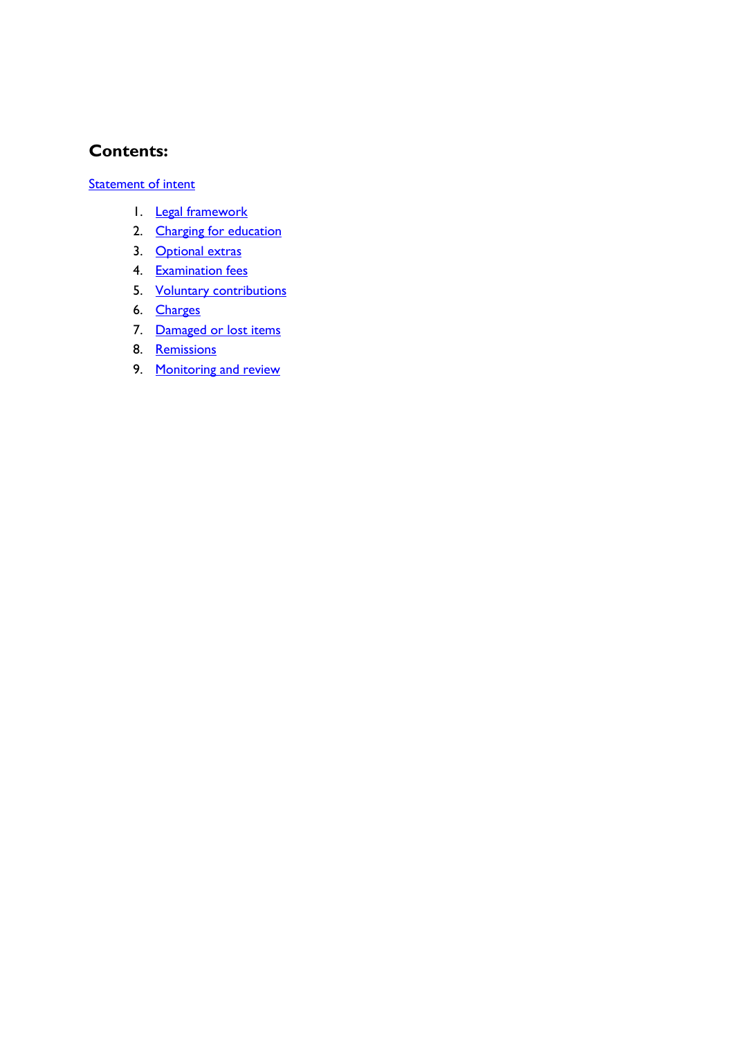## Contents:

Statement of intent

1. Legal framework
2. Charging for education
3. Optional extras
4. Examination fees
5. Voluntary contributions
6. Charges
7. Damaged or lost items
8. Remissions
9. Monitoring and review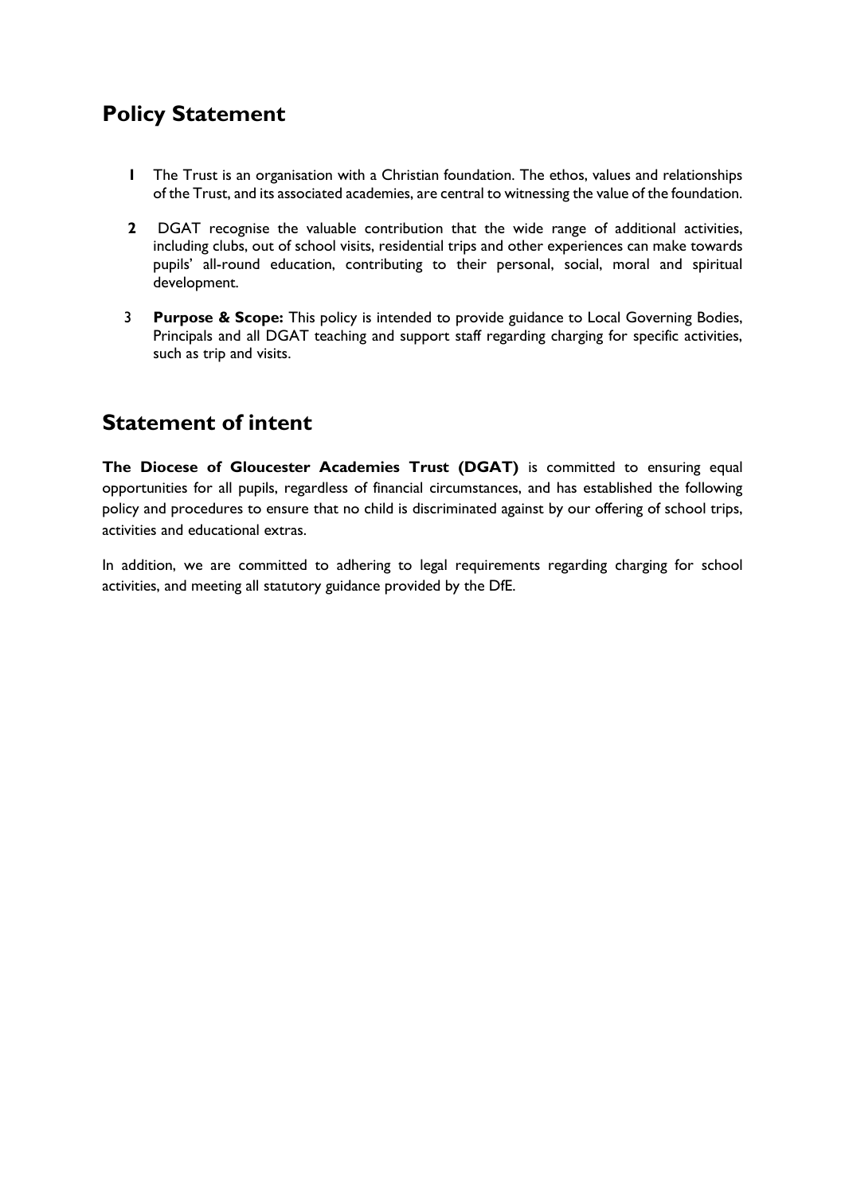## Policy Statement

1. The Trust is an organisation with a Christian foundation. The ethos, values and relationships of the Trust, and its associated academies, are central to witnessing the value of the foundation.

2. DGAT recognise the valuable contribution that the wide range of additional activities, including clubs, out of school visits, residential trips and other experiences can make towards pupils' all-round education, contributing to their personal, social, moral and spiritual development.

3. **Purpose & Scope:** This policy is intended to provide guidance to Local Governing Bodies, Principals and all DGAT teaching and support staff regarding charging for specific activities, such as trip and visits.

## Statement of intent

**The Diocese of Gloucester Academies Trust (DGAT)** is committed to ensuring equal opportunities for all pupils, regardless of financial circumstances, and has established the following policy and procedures to ensure that no child is discriminated against by our offering of school trips, activities and educational extras.

In addition, we are committed to adhering to legal requirements regarding charging for school activities, and meeting all statutory guidance provided by the DfE.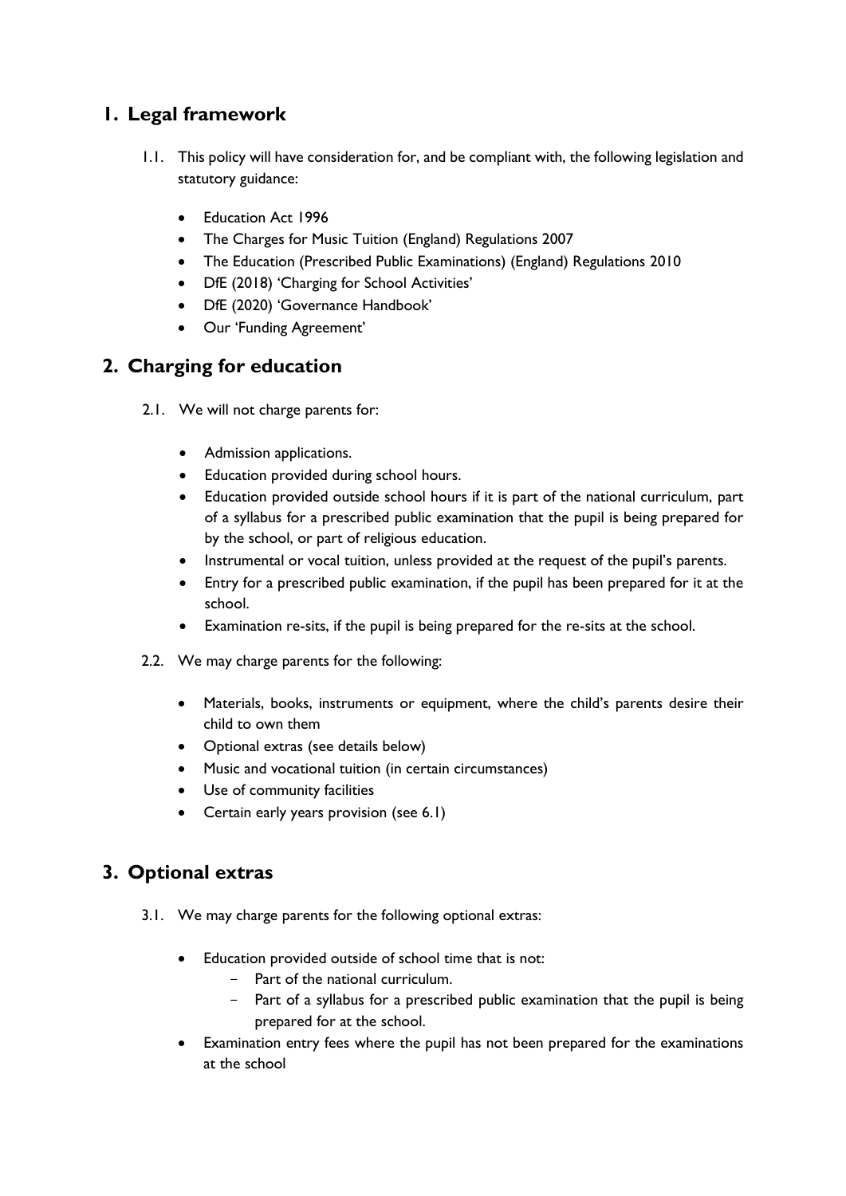## 1. Legal framework

1.1. This policy will have consideration for, and be compliant with, the following legislation and statutory guidance:

- Education Act 1996
- The Charges for Music Tuition (England) Regulations 2007
- The Education (Prescribed Public Examinations) (England) Regulations 2010
- DfE (2018) 'Charging for School Activities'
- DfE (2020) 'Governance Handbook'
- Our 'Funding Agreement'

## 2. Charging for education

2.1. We will not charge parents for:

- Admission applications.
- Education provided during school hours.
- Education provided outside school hours if it is part of the national curriculum, part of a syllabus for a prescribed public examination that the pupil is being prepared for by the school, or part of religious education.
- Instrumental or vocal tuition, unless provided at the request of the pupil's parents.
- Entry for a prescribed public examination, if the pupil has been prepared for it at the school.
- Examination re-sits, if the pupil is being prepared for the re-sits at the school.

2.2. We may charge parents for the following:

- Materials, books, instruments or equipment, where the child's parents desire their child to own them
- Optional extras (see details below)
- Music and vocational tuition (in certain circumstances)
- Use of community facilities
- Certain early years provision (see 6.1)

## 3. Optional extras

3.1. We may charge parents for the following optional extras:

- Education provided outside of school time that is not:
  - Part of the national curriculum.
  - Part of a syllabus for a prescribed public examination that the pupil is being prepared for at the school.
- Examination entry fees where the pupil has not been prepared for the examinations at the school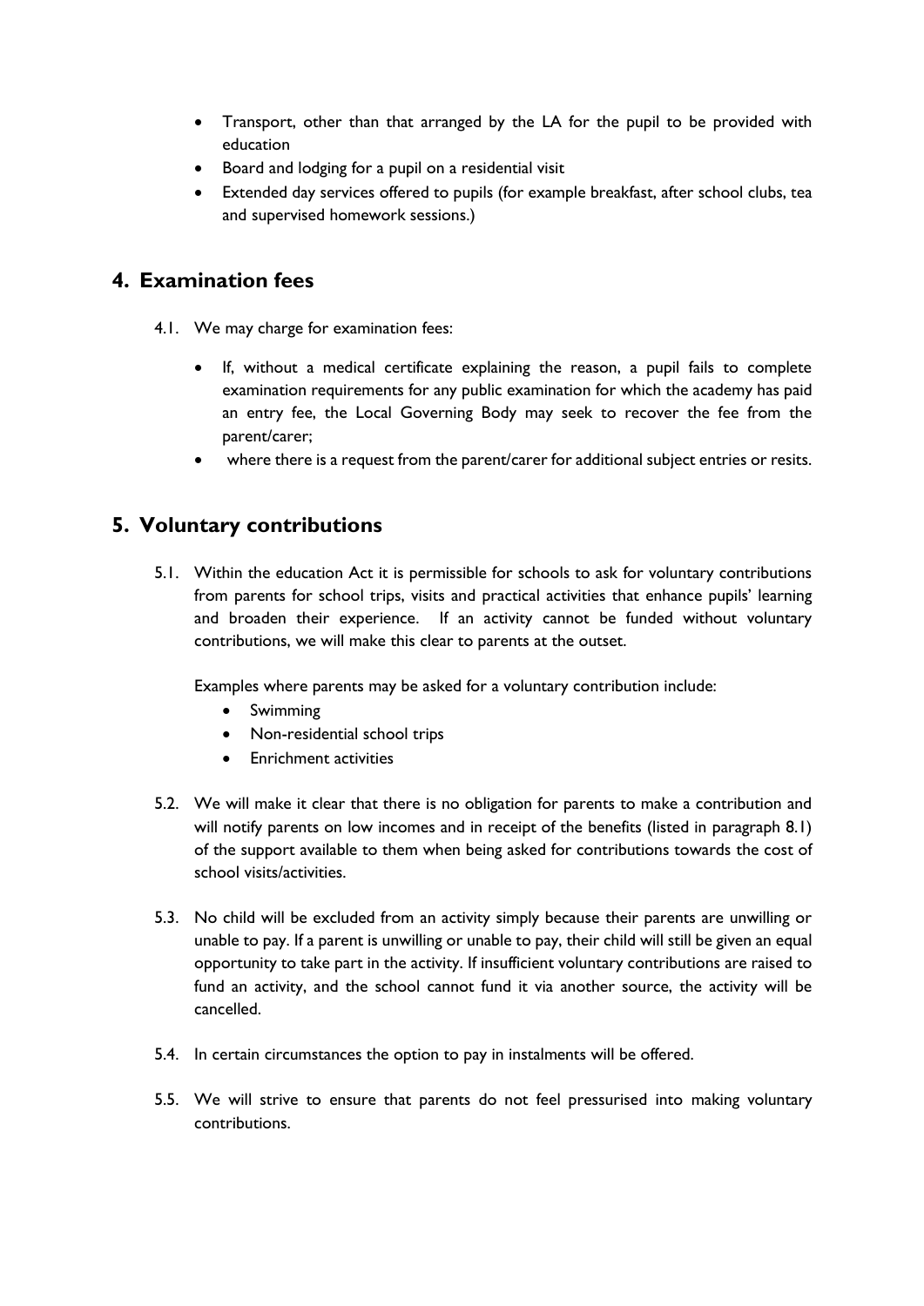- Transport, other than that arranged by the LA for the pupil to be provided with education
- Board and lodging for a pupil on a residential visit
- Extended day services offered to pupils (for example breakfast, after school clubs, tea and supervised homework sessions.)

## 4. Examination fees

4.1. We may charge for examination fees:

- If, without a medical certificate explaining the reason, a pupil fails to complete examination requirements for any public examination for which the academy has paid an entry fee, the Local Governing Body may seek to recover the fee from the parent/carer;
- where there is a request from the parent/carer for additional subject entries or resits.

## 5. Voluntary contributions

5.1. Within the education Act it is permissible for schools to ask for voluntary contributions from parents for school trips, visits and practical activities that enhance pupils' learning and broaden their experience. If an activity cannot be funded without voluntary contributions, we will make this clear to parents at the outset.

Examples where parents may be asked for a voluntary contribution include:

- Swimming
- Non-residential school trips
- Enrichment activities

5.2. We will make it clear that there is no obligation for parents to make a contribution and will notify parents on low incomes and in receipt of the benefits (listed in paragraph 8.1) of the support available to them when being asked for contributions towards the cost of school visits/activities.

5.3. No child will be excluded from an activity simply because their parents are unwilling or unable to pay. If a parent is unwilling or unable to pay, their child will still be given an equal opportunity to take part in the activity. If insufficient voluntary contributions are raised to fund an activity, and the school cannot fund it via another source, the activity will be cancelled.

5.4. In certain circumstances the option to pay in instalments will be offered.

5.5. We will strive to ensure that parents do not feel pressurised into making voluntary contributions.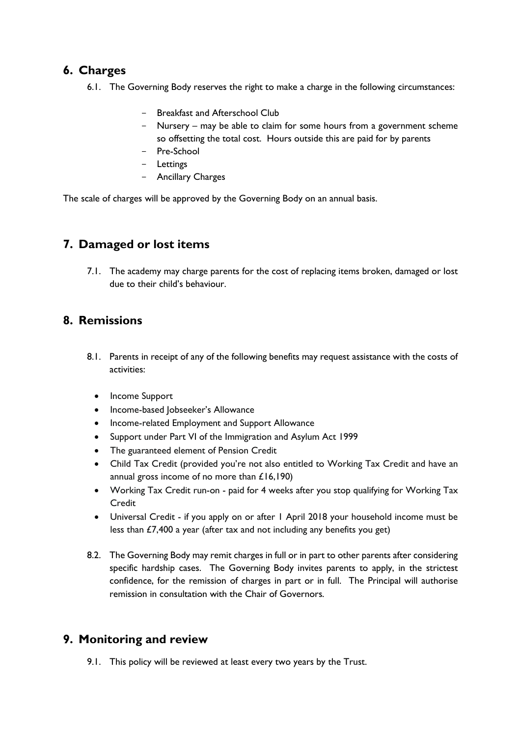## 6. Charges

6.1. The Governing Body reserves the right to make a charge in the following circumstances:

- Breakfast and Afterschool Club
- Nursery – may be able to claim for some hours from a government scheme so offsetting the total cost. Hours outside this are paid for by parents
- Pre-School
- Lettings
- Ancillary Charges

The scale of charges will be approved by the Governing Body on an annual basis.

## 7. Damaged or lost items

7.1. The academy may charge parents for the cost of replacing items broken, damaged or lost due to their child's behaviour.

## 8. Remissions

8.1. Parents in receipt of any of the following benefits may request assistance with the costs of activities:

- Income Support
- Income-based Jobseeker's Allowance
- Income-related Employment and Support Allowance
- Support under Part VI of the Immigration and Asylum Act 1999
- The guaranteed element of Pension Credit
- Child Tax Credit (provided you're not also entitled to Working Tax Credit and have an annual gross income of no more than £16,190)
- Working Tax Credit run-on - paid for 4 weeks after you stop qualifying for Working Tax Credit
- Universal Credit - if you apply on or after 1 April 2018 your household income must be less than £7,400 a year (after tax and not including any benefits you get)

8.2. The Governing Body may remit charges in full or in part to other parents after considering specific hardship cases. The Governing Body invites parents to apply, in the strictest confidence, for the remission of charges in part or in full. The Principal will authorise remission in consultation with the Chair of Governors.

## 9. Monitoring and review

9.1. This policy will be reviewed at least every two years by the Trust.